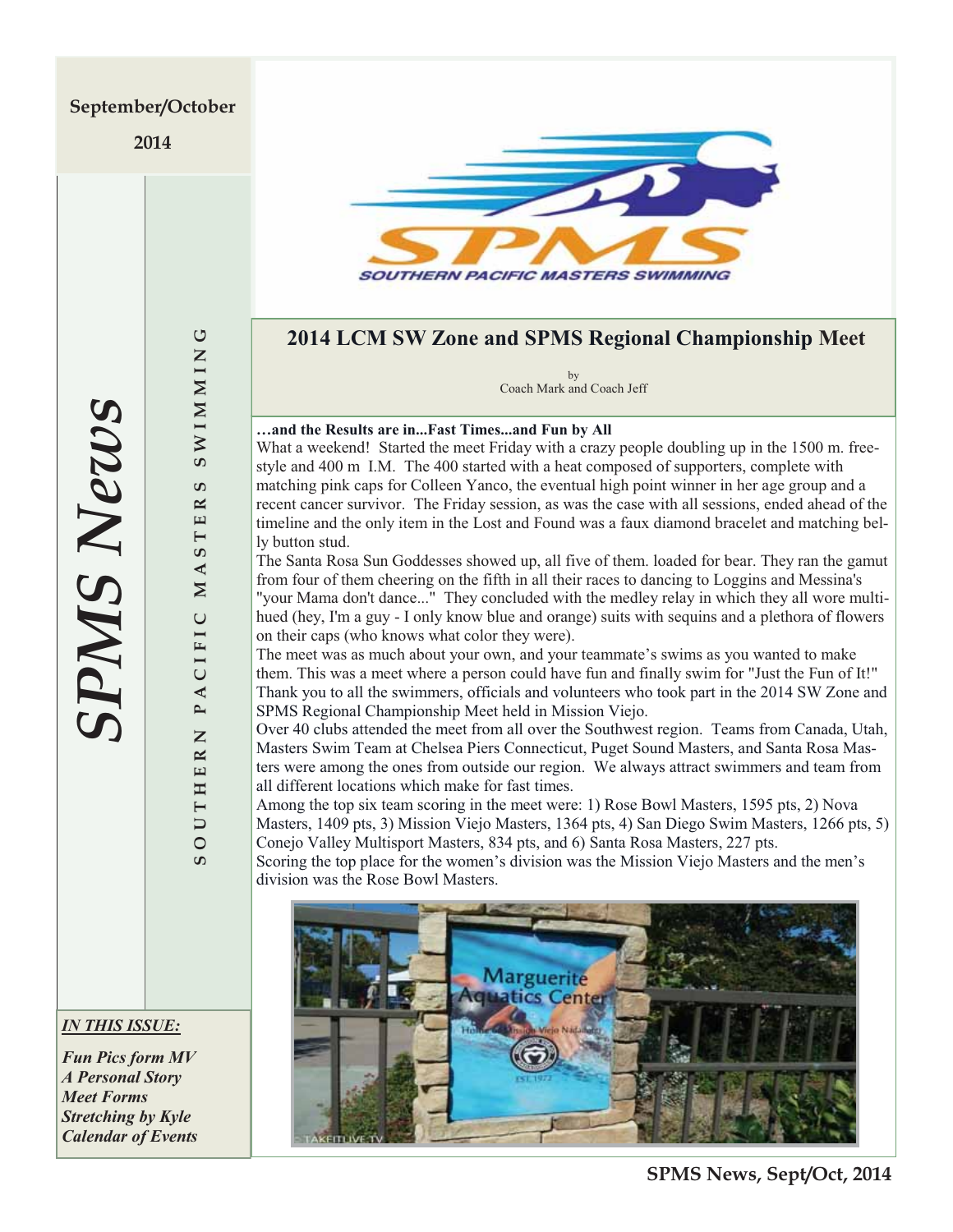September/October

2014

# SPMS News

SOUTHERN PACIFIC MASTERS SWIMMING

## 2014 LCM SW Zone and SPMS Regional Championship Meet

by
Coach Mark and Coach Jeff

**…and the Results are in...Fast Times...and Fun by All**

What a weekend! Started the meet Friday with a crazy people doubling up in the 1500 m. freestyle and 400 m I.M. The 400 started with a heat composed of supporters, complete with matching pink caps for Colleen Yanco, the eventual high point winner in her age group and a recent cancer survivor. The Friday session, as was the case with all sessions, ended ahead of the timeline and the only item in the Lost and Found was a faux diamond bracelet and matching belly button stud.

The Santa Rosa Sun Goddesses showed up, all five of them. loaded for bear. They ran the gamut from four of them cheering on the fifth in all their races to dancing to Loggins and Messina's "your Mama don't dance..." They concluded with the medley relay in which they all wore multi-hued (hey, I'm a guy - I only know blue and orange) suits with sequins and a plethora of flowers on their caps (who knows what color they were).

The meet was as much about your own, and your teammate's swims as you wanted to make them. This was a meet where a person could have fun and finally swim for "Just the Fun of It!" Thank you to all the swimmers, officials and volunteers who took part in the 2014 SW Zone and SPMS Regional Championship Meet held in Mission Viejo.

Over 40 clubs attended the meet from all over the Southwest region. Teams from Canada, Utah, Masters Swim Team at Chelsea Piers Connecticut, Puget Sound Masters, and Santa Rosa Masters were among the ones from outside our region. We always attract swimmers and team from all different locations which make for fast times.

Among the top six team scoring in the meet were: 1) Rose Bowl Masters, 1595 pts, 2) Nova Masters, 1409 pts, 3) Mission Viejo Masters, 1364 pts, 4) San Diego Swim Masters, 1266 pts, 5) Conejo Valley Multisport Masters, 834 pts, and 6) Santa Rosa Masters, 227 pts.

Scoring the top place for the women's division was the Mission Viejo Masters and the men's division was the Rose Bowl Masters.

***IN THIS ISSUE:***

***Fun Pics form MV***
***A Personal Story***
***Meet Forms***
***Stretching by Kyle***
***Calendar of Events***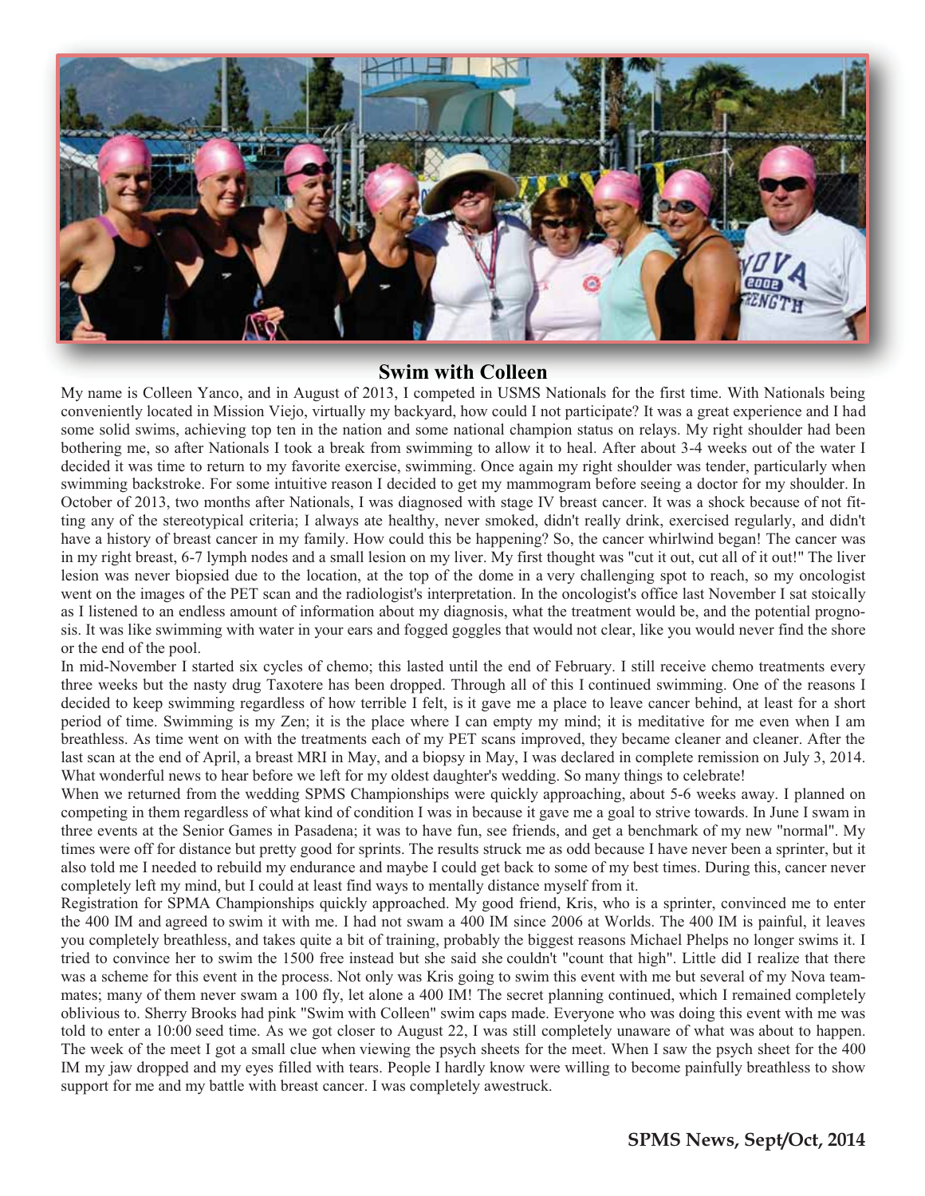## Swim with Colleen

My name is Colleen Yanco, and in August of 2013, I competed in USMS Nationals for the first time. With Nationals being conveniently located in Mission Viejo, virtually my backyard, how could I not participate? It was a great experience and I had some solid swims, achieving top ten in the nation and some national champion status on relays. My right shoulder had been bothering me, so after Nationals I took a break from swimming to allow it to heal. After about 3-4 weeks out of the water I decided it was time to return to my favorite exercise, swimming. Once again my right shoulder was tender, particularly when swimming backstroke. For some intuitive reason I decided to get my mammogram before seeing a doctor for my shoulder. In October of 2013, two months after Nationals, I was diagnosed with stage IV breast cancer. It was a shock because of not fitting any of the stereotypical criteria; I always ate healthy, never smoked, didn't really drink, exercised regularly, and didn't have a history of breast cancer in my family. How could this be happening? So, the cancer whirlwind began! The cancer was in my right breast, 6-7 lymph nodes and a small lesion on my liver. My first thought was "cut it out, cut all of it out!" The liver lesion was never biopsied due to the location, at the top of the dome in a very challenging spot to reach, so my oncologist went on the images of the PET scan and the radiologist's interpretation. In the oncologist's office last November I sat stoically as I listened to an endless amount of information about my diagnosis, what the treatment would be, and the potential prognosis. It was like swimming with water in your ears and fogged goggles that would not clear, like you would never find the shore or the end of the pool.

In mid-November I started six cycles of chemo; this lasted until the end of February. I still receive chemo treatments every three weeks but the nasty drug Taxotere has been dropped. Through all of this I continued swimming. One of the reasons I decided to keep swimming regardless of how terrible I felt, is it gave me a place to leave cancer behind, at least for a short period of time. Swimming is my Zen; it is the place where I can empty my mind; it is meditative for me even when I am breathless. As time went on with the treatments each of my PET scans improved, they became cleaner and cleaner. After the last scan at the end of April, a breast MRI in May, and a biopsy in May, I was declared in complete remission on July 3, 2014. What wonderful news to hear before we left for my oldest daughter's wedding. So many things to celebrate!

When we returned from the wedding SPMS Championships were quickly approaching, about 5-6 weeks away. I planned on competing in them regardless of what kind of condition I was in because it gave me a goal to strive towards. In June I swam in three events at the Senior Games in Pasadena; it was to have fun, see friends, and get a benchmark of my new "normal". My times were off for distance but pretty good for sprints. The results struck me as odd because I have never been a sprinter, but it also told me I needed to rebuild my endurance and maybe I could get back to some of my best times. During this, cancer never completely left my mind, but I could at least find ways to mentally distance myself from it.

Registration for SPMA Championships quickly approached. My good friend, Kris, who is a sprinter, convinced me to enter the 400 IM and agreed to swim it with me. I had not swam a 400 IM since 2006 at Worlds. The 400 IM is painful, it leaves you completely breathless, and takes quite a bit of training, probably the biggest reasons Michael Phelps no longer swims it. I tried to convince her to swim the 1500 free instead but she said she couldn't "count that high". Little did I realize that there was a scheme for this event in the process. Not only was Kris going to swim this event with me but several of my Nova teammates; many of them never swam a 100 fly, let alone a 400 IM! The secret planning continued, which I remained completely oblivious to. Sherry Brooks had pink "Swim with Colleen" swim caps made. Everyone who was doing this event with me was told to enter a 10:00 seed time. As we got closer to August 22, I was still completely unaware of what was about to happen. The week of the meet I got a small clue when viewing the psych sheets for the meet. When I saw the psych sheet for the 400 IM my jaw dropped and my eyes filled with tears. People I hardly know were willing to become painfully breathless to show support for me and my battle with breast cancer. I was completely awestruck.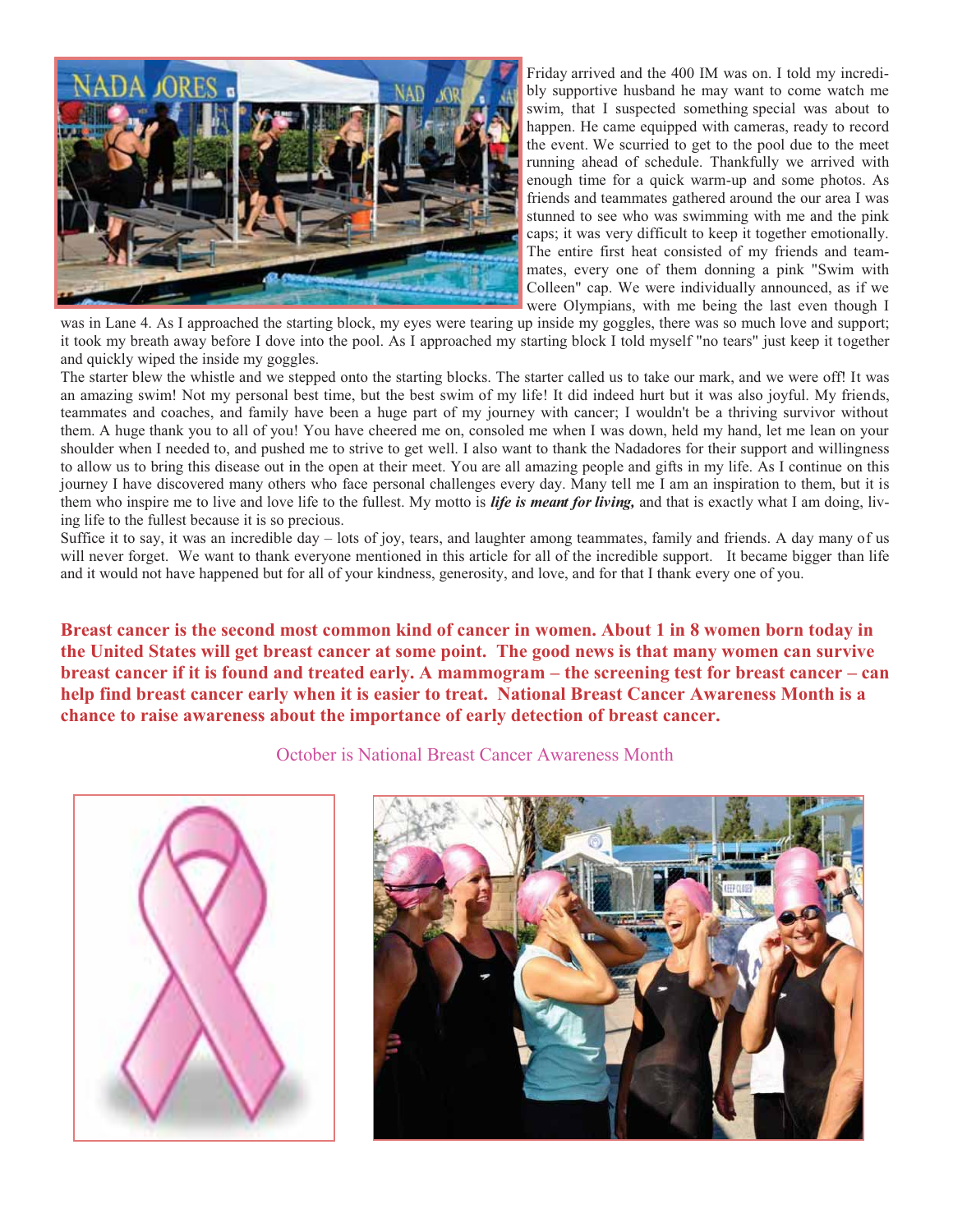Friday arrived and the 400 IM was on. I told my incredibly supportive husband he may want to come watch me swim, that I suspected something special was about to happen. He came equipped with cameras, ready to record the event. We scurried to get to the pool due to the meet running ahead of schedule. Thankfully we arrived with enough time for a quick warm-up and some photos. As friends and teammates gathered around the our area I was stunned to see who was swimming with me and the pink caps; it was very difficult to keep it together emotionally. The entire first heat consisted of my friends and teammates, every one of them donning a pink "Swim with Colleen" cap. We were individually announced, as if we were Olympians, with me being the last even though I was in Lane 4. As I approached the starting block, my eyes were tearing up inside my goggles, there was so much love and support; it took my breath away before I dove into the pool. As I approached my starting block I told myself "no tears" just keep it together and quickly wiped the inside my goggles.

The starter blew the whistle and we stepped onto the starting blocks. The starter called us to take our mark, and we were off! It was an amazing swim! Not my personal best time, but the best swim of my life! It did indeed hurt but it was also joyful. My friends, teammates and coaches, and family have been a huge part of my journey with cancer; I wouldn't be a thriving survivor without them. A huge thank you to all of you! You have cheered me on, consoled me when I was down, held my hand, let me lean on your shoulder when I needed to, and pushed me to strive to get well. I also want to thank the Nadadores for their support and willingness to allow us to bring this disease out in the open at their meet. You are all amazing people and gifts in my life. As I continue on this journey I have discovered many others who face personal challenges every day. Many tell me I am an inspiration to them, but it is them who inspire me to live and love life to the fullest. My motto is ***life is meant for living,*** and that is exactly what I am doing, living life to the fullest because it is so precious.

Suffice it to say, it was an incredible day – lots of joy, tears, and laughter among teammates, family and friends. A day many of us will never forget. We want to thank everyone mentioned in this article for all of the incredible support. It became bigger than life and it would not have happened but for all of your kindness, generosity, and love, and for that I thank every one of you.

**Breast cancer is the second most common kind of cancer in women. About 1 in 8 women born today in the United States will get breast cancer at some point. The good news is that many women can survive breast cancer if it is found and treated early. A mammogram – the screening test for breast cancer – can help find breast cancer early when it is easier to treat. National Breast Cancer Awareness Month is a chance to raise awareness about the importance of early detection of breast cancer.**

October is National Breast Cancer Awareness Month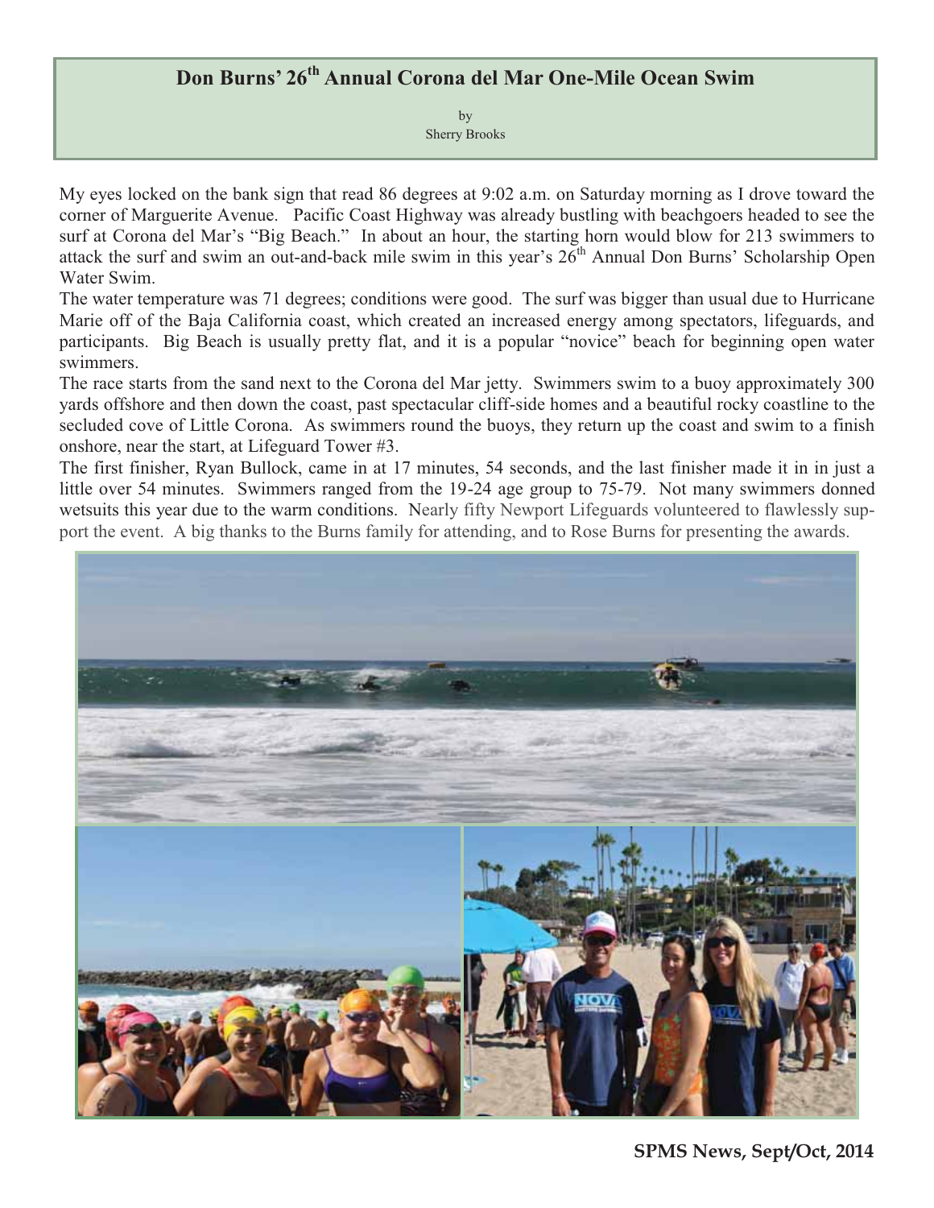# Don Burns' 26th Annual Corona del Mar One-Mile Ocean Swim

by
Sherry Brooks

My eyes locked on the bank sign that read 86 degrees at 9:02 a.m. on Saturday morning as I drove toward the corner of Marguerite Avenue. Pacific Coast Highway was already bustling with beachgoers headed to see the surf at Corona del Mar's "Big Beach." In about an hour, the starting horn would blow for 213 swimmers to attack the surf and swim an out-and-back mile swim in this year's 26th Annual Don Burns' Scholarship Open Water Swim.

The water temperature was 71 degrees; conditions were good. The surf was bigger than usual due to Hurricane Marie off of the Baja California coast, which created an increased energy among spectators, lifeguards, and participants. Big Beach is usually pretty flat, and it is a popular "novice" beach for beginning open water swimmers.

The race starts from the sand next to the Corona del Mar jetty. Swimmers swim to a buoy approximately 300 yards offshore and then down the coast, past spectacular cliff-side homes and a beautiful rocky coastline to the secluded cove of Little Corona. As swimmers round the buoys, they return up the coast and swim to a finish onshore, near the start, at Lifeguard Tower #3.

The first finisher, Ryan Bullock, came in at 17 minutes, 54 seconds, and the last finisher made it in in just a little over 54 minutes. Swimmers ranged from the 19-24 age group to 75-79. Not many swimmers donned wetsuits this year due to the warm conditions. Nearly fifty Newport Lifeguards volunteered to flawlessly support the event. A big thanks to the Burns family for attending, and to Rose Burns for presenting the awards.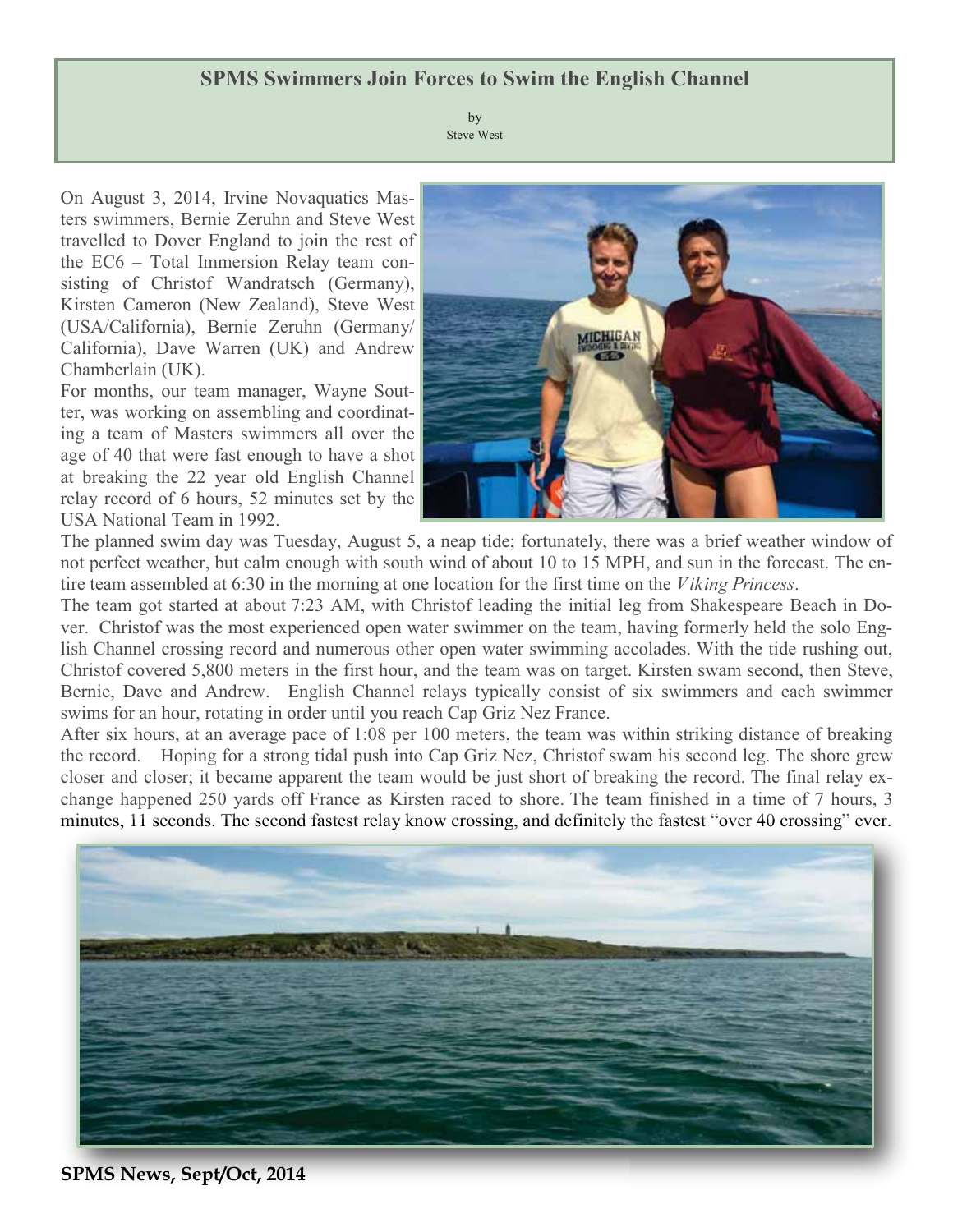# SPMS Swimmers Join Forces to Swim the English Channel

by
Steve West

On August 3, 2014, Irvine Novaquatics Masters swimmers, Bernie Zeruhn and Steve West travelled to Dover England to join the rest of the EC6 – Total Immersion Relay team consisting of Christof Wandratsch (Germany), Kirsten Cameron (New Zealand), Steve West (USA/California), Bernie Zeruhn (Germany/California), Dave Warren (UK) and Andrew Chamberlain (UK).

For months, our team manager, Wayne Soutter, was working on assembling and coordinating a team of Masters swimmers all over the age of 40 that were fast enough to have a shot at breaking the 22 year old English Channel relay record of 6 hours, 52 minutes set by the USA National Team in 1992.

The planned swim day was Tuesday, August 5, a neap tide; fortunately, there was a brief weather window of not perfect weather, but calm enough with south wind of about 10 to 15 MPH, and sun in the forecast. The entire team assembled at 6:30 in the morning at one location for the first time on the *Viking Princess*.

The team got started at about 7:23 AM, with Christof leading the initial leg from Shakespeare Beach in Dover. Christof was the most experienced open water swimmer on the team, having formerly held the solo English Channel crossing record and numerous other open water swimming accolades. With the tide rushing out, Christof covered 5,800 meters in the first hour, and the team was on target. Kirsten swam second, then Steve, Bernie, Dave and Andrew. English Channel relays typically consist of six swimmers and each swimmer swims for an hour, rotating in order until you reach Cap Griz Nez France.

After six hours, at an average pace of 1:08 per 100 meters, the team was within striking distance of breaking the record. Hoping for a strong tidal push into Cap Griz Nez, Christof swam his second leg. The shore grew closer and closer; it became apparent the team would be just short of breaking the record. The final relay exchange happened 250 yards off France as Kirsten raced to shore. The team finished in a time of 7 hours, 3 minutes, 11 seconds. The second fastest relay know crossing, and definitely the fastest "over 40 crossing" ever.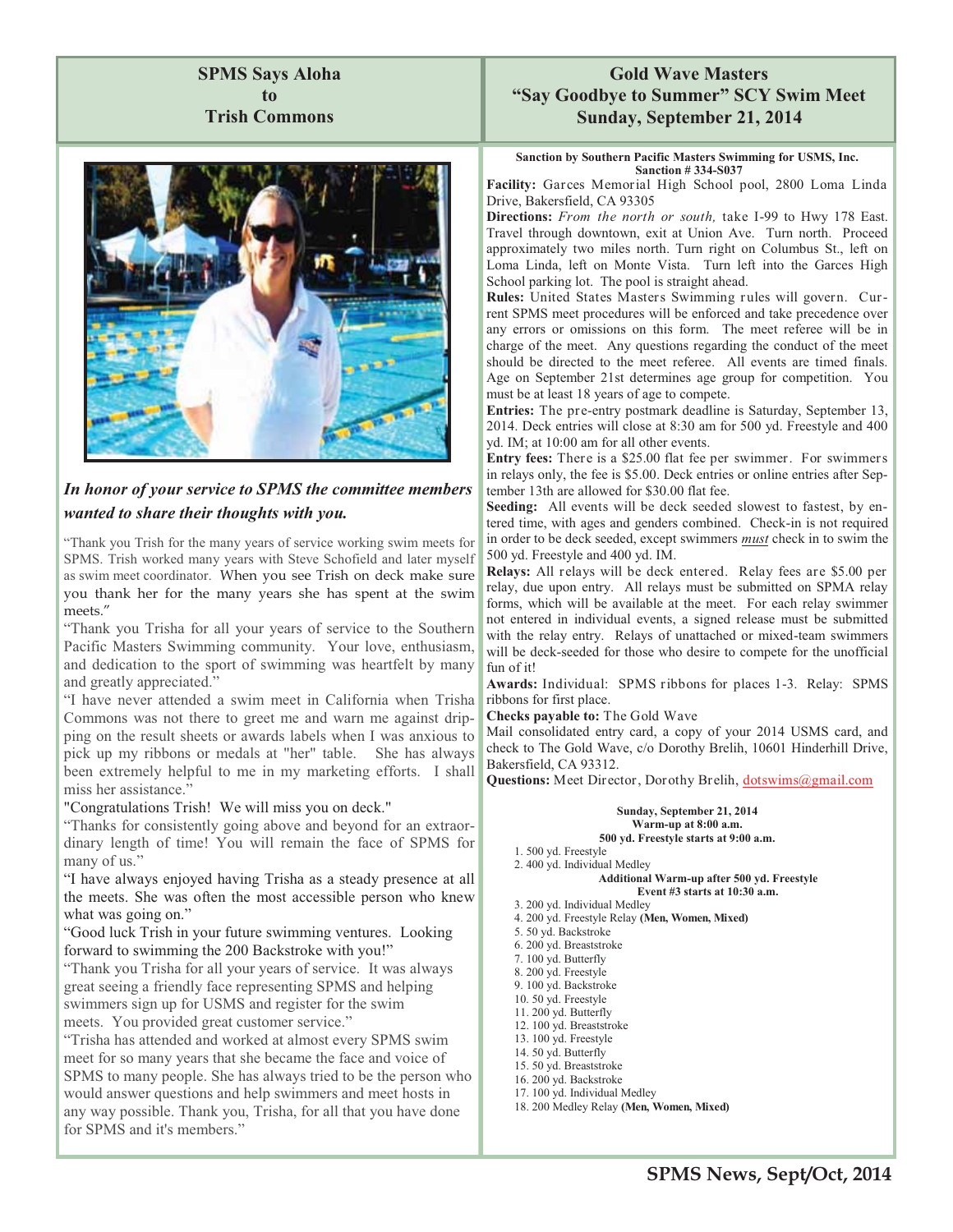## SPMS Says Aloha to Trish Commons

***In honor of your service to SPMS the committee members wanted to share their thoughts with you.***

"Thank you Trish for the many years of service working swim meets for SPMS. Trish worked many years with Steve Schofield and later myself as swim meet coordinator. When you see Trish on deck make sure you thank her for the many years she has spent at the swim meets."

"Thank you Trisha for all your years of service to the Southern Pacific Masters Swimming community. Your love, enthusiasm, and dedication to the sport of swimming was heartfelt by many and greatly appreciated."

"I have never attended a swim meet in California when Trisha Commons was not there to greet me and warn me against dripping on the result sheets or awards labels when I was anxious to pick up my ribbons or medals at "her" table. She has always been extremely helpful to me in my marketing efforts. I shall miss her assistance."

"Congratulations Trish! We will miss you on deck."

"Thanks for consistently going above and beyond for an extraordinary length of time! You will remain the face of SPMS for many of us."

"I have always enjoyed having Trisha as a steady presence at all the meets. She was often the most accessible person who knew what was going on."

"Good luck Trish in your future swimming ventures. Looking forward to swimming the 200 Backstroke with you!"

"Thank you Trisha for all your years of service. It was always great seeing a friendly face representing SPMS and helping swimmers sign up for USMS and register for the swim meets. You provided great customer service."

"Trisha has attended and worked at almost every SPMS swim meet for so many years that she became the face and voice of SPMS to many people. She has always tried to be the person who would answer questions and help swimmers and meet hosts in any way possible. Thank you, Trisha, for all that you have done for SPMS and it's members."

## Gold Wave Masters "Say Goodbye to Summer" SCY Swim Meet Sunday, September 21, 2014

**Sanction by Southern Pacific Masters Swimming for USMS, Inc.**
**Sanction # 334-S037**

**Facility:** Garces Memorial High School pool, 2800 Loma Linda Drive, Bakersfield, CA 93305

**Directions:** *From the north or south,* take I-99 to Hwy 178 East. Travel through downtown, exit at Union Ave. Turn north. Proceed approximately two miles north. Turn right on Columbus St., left on Loma Linda, left on Monte Vista. Turn left into the Garces High School parking lot. The pool is straight ahead.

**Rules:** United States Masters Swimming rules will govern. Current SPMS meet procedures will be enforced and take precedence over any errors or omissions on this form. The meet referee will be in charge of the meet. Any questions regarding the conduct of the meet should be directed to the meet referee. All events are timed finals. Age on September 21st determines age group for competition. You must be at least 18 years of age to compete.

**Entries:** The pre-entry postmark deadline is Saturday, September 13, 2014. Deck entries will close at 8:30 am for 500 yd. Freestyle and 400 yd. IM; at 10:00 am for all other events.

**Entry fees:** There is a $25.00 flat fee per swimmer. For swimmers in relays only, the fee is $5.00. Deck entries or online entries after September 13th are allowed for $30.00 flat fee.

**Seeding:** All events will be deck seeded slowest to fastest, by entered time, with ages and genders combined. Check-in is not required in order to be deck seeded, except swimmers ***must*** check in to swim the 500 yd. Freestyle and 400 yd. IM.

**Relays:** All relays will be deck entered. Relay fees are $5.00 per relay, due upon entry. All relays must be submitted on SPMA relay forms, which will be available at the meet. For each relay swimmer not entered in individual events, a signed release must be submitted with the relay entry. Relays of unattached or mixed-team swimmers will be deck-seeded for those who desire to compete for the unofficial fun of it!

**Awards:** Individual: SPMS ribbons for places 1-3. Relay: SPMS ribbons for first place.

**Checks payable to:** The Gold Wave

Mail consolidated entry card, a copy of your 2014 USMS card, and check to The Gold Wave, c/o Dorothy Brelih, 10601 Hinderhill Drive, Bakersfield, CA 93312.

**Questions:** Meet Director, Dorothy Brelih, dotswims@gmail.com

**Sunday, September 21, 2014**
**Warm-up at 8:00 a.m.**
**500 yd. Freestyle starts at 9:00 a.m.**

1. 500 yd. Freestyle
2. 400 yd. Individual Medley

**Additional Warm-up after 500 yd. Freestyle**
**Event #3 starts at 10:30 a.m.**

3. 200 yd. Individual Medley
4. 200 yd. Freestyle Relay **(Men, Women, Mixed)**
5. 50 yd. Backstroke
6. 200 yd. Breaststroke
7. 100 yd. Butterfly
8. 200 yd. Freestyle
9. 100 yd. Backstroke
10. 50 yd. Freestyle
11. 200 yd. Butterfly
12. 100 yd. Breaststroke
13. 100 yd. Freestyle
14. 50 yd. Butterfly
15. 50 yd. Breaststroke
16. 200 yd. Backstroke
17. 100 yd. Individual Medley
18. 200 Medley Relay **(Men, Women, Mixed)**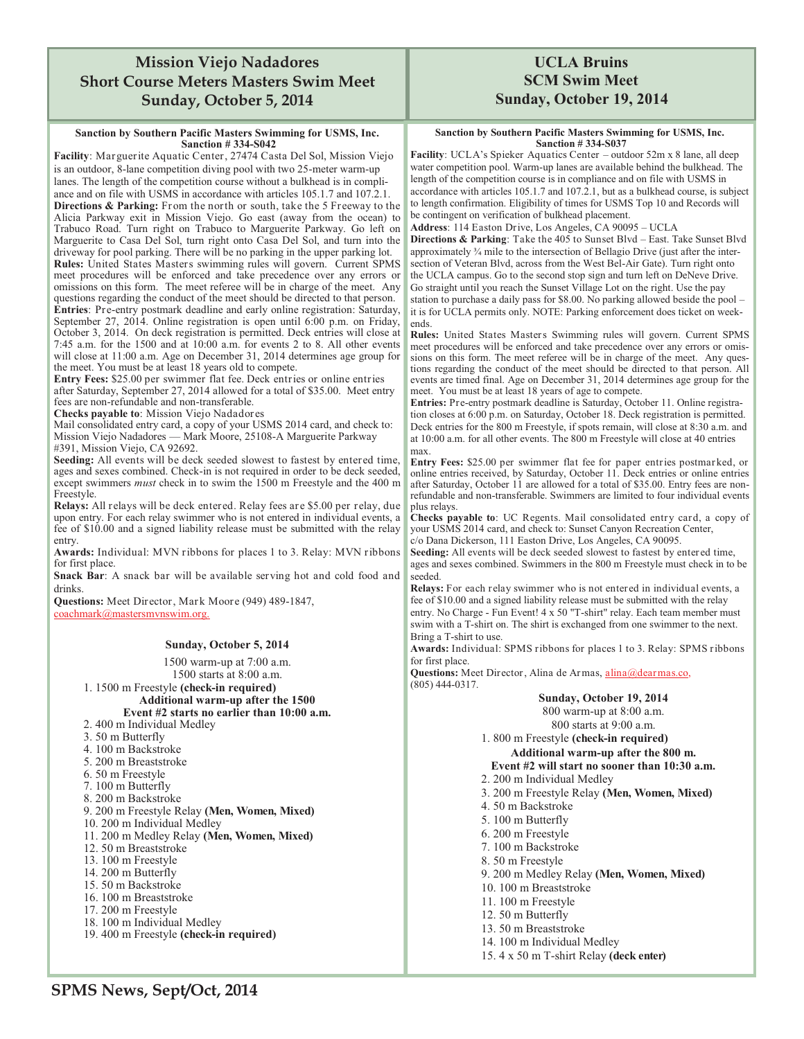# Mission Viejo Nadadores Short Course Meters Masters Swim Meet Sunday, October 5, 2014

**Sanction by Southern Pacific Masters Swimming for USMS, Inc. Sanction # 334-S042**

**Facility**: Marguerite Aquatic Center, 27474 Casta Del Sol, Mission Viejo is an outdoor, 8-lane competition diving pool with two 25-meter warm-up lanes. The length of the competition course without a bulkhead is in compliance and on file with USMS in accordance with articles 105.1.7 and 107.2.1.

**Directions & Parking:** From the north or south, take the 5 Freeway to the Alicia Parkway exit in Mission Viejo. Go east (away from the ocean) to Trabuco Road. Turn right on Trabuco to Marguerite Parkway. Go left on Marguerite to Casa Del Sol, turn right onto Casa Del Sol, and turn into the driveway for pool parking. There will be no parking in the upper parking lot.

**Rules:** United States Masters swimming rules will govern. Current SPMS meet procedures will be enforced and take precedence over any errors or omissions on this form. The meet referee will be in charge of the meet. Any questions regarding the conduct of the meet should be directed to that person.

**Entries**: Pre-entry postmark deadline and early online registration: Saturday, September 27, 2014. Online registration is open until 6:00 p.m. on Friday, October 3, 2014. On deck registration is permitted. Deck entries will close at 7:45 a.m. for the 1500 and at 10:00 a.m. for events 2 to 8. All other events will close at 11:00 a.m. Age on December 31, 2014 determines age group for the meet. You must be at least 18 years old to compete.

**Entry Fees:** $25.00 per swimmer flat fee. Deck entries or online entries after Saturday, September 27, 2014 allowed for a total of $35.00. Meet entry fees are non-refundable and non-transferable.

**Checks payable to**: Mission Viejo Nadadores

Mail consolidated entry card, a copy of your USMS 2014 card, and check to: Mission Viejo Nadadores — Mark Moore, 25108-A Marguerite Parkway #391, Mission Viejo, CA 92692.

**Seeding:** All events will be deck seeded slowest to fastest by entered time, ages and sexes combined. Check-in is not required in order to be deck seeded, except swimmers *must* check in to swim the 1500 m Freestyle and the 400 m Freestyle.

**Relays:** All relays will be deck entered. Relay fees are $5.00 per relay, due upon entry. For each relay swimmer who is not entered in individual events, a fee of $10.00 and a signed liability release must be submitted with the relay entry.

**Awards:** Individual: MVN ribbons for places 1 to 3. Relay: MVN ribbons for first place.

**Snack Bar**: A snack bar will be available serving hot and cold food and drinks.

**Questions:** Meet Director, Mark Moore (949) 489-1847, coachmark@mastersmvnswim.org.

**Sunday, October 5, 2014**

1500 warm-up at 7:00 a.m.
1500 starts at 8:00 a.m.

1. 1500 m Freestyle **(check-in required)**

**Additional warm-up after the 1500**
**Event #2 starts no earlier than 10:00 a.m.**

2. 400 m Individual Medley
3. 50 m Butterfly
4. 100 m Backstroke
5. 200 m Breaststroke
6. 50 m Freestyle
7. 100 m Butterfly
8. 200 m Backstroke
9. 200 m Freestyle Relay **(Men, Women, Mixed)**
10. 200 m Individual Medley
11. 200 m Medley Relay **(Men, Women, Mixed)**
12. 50 m Breaststroke
13. 100 m Freestyle
14. 200 m Butterfly
15. 50 m Backstroke
16. 100 m Breaststroke
17. 200 m Freestyle
18. 100 m Individual Medley
19. 400 m Freestyle **(check-in required)**

# UCLA Bruins SCM Swim Meet Sunday, October 19, 2014

**Sanction by Southern Pacific Masters Swimming for USMS, Inc. Sanction # 334-S037**

**Facility**: UCLA's Spieker Aquatics Center – outdoor 52m x 8 lane, all deep water competition pool. Warm-up lanes are available behind the bulkhead. The length of the competition course is in compliance and on file with USMS in accordance with articles 105.1.7 and 107.2.1, but as a bulkhead course, is subject to length confirmation. Eligibility of times for USMS Top 10 and Records will be contingent on verification of bulkhead placement.

**Address**: 114 Easton Drive, Los Angeles, CA 90095 – UCLA

**Directions & Parking**: Take the 405 to Sunset Blvd – East. Take Sunset Blvd approximately ¾ mile to the intersection of Bellagio Drive (just after the intersection of Veteran Blvd, across from the West Bel-Air Gate). Turn right onto the UCLA campus. Go to the second stop sign and turn left on DeNeve Drive. Go straight until you reach the Sunset Village Lot on the right. Use the pay station to purchase a daily pass for $8.00. No parking allowed beside the pool – it is for UCLA permits only. NOTE: Parking enforcement does ticket on weekends.

**Rules:** United States Masters Swimming rules will govern. Current SPMS meet procedures will be enforced and take precedence over any errors or omissions on this form. The meet referee will be in charge of the meet. Any questions regarding the conduct of the meet should be directed to that person. All events are timed final. Age on December 31, 2014 determines age group for the meet. You must be at least 18 years of age to compete.

**Entries:** Pre-entry postmark deadline is Saturday, October 11. Online registration closes at 6:00 p.m. on Saturday, October 18. Deck registration is permitted. Deck entries for the 800 m Freestyle, if spots remain, will close at 8:30 a.m. and at 10:00 a.m. for all other events. The 800 m Freestyle will close at 40 entries max.

**Entry Fees:** $25.00 per swimmer flat fee for paper entries postmarked, or online entries received, by Saturday, October 11. Deck entries or online entries after Saturday, October 11 are allowed for a total of $35.00. Entry fees are non-refundable and non-transferable. Swimmers are limited to four individual events plus relays.

**Checks payable to**: UC Regents. Mail consolidated entry card, a copy of your USMS 2014 card, and check to: Sunset Canyon Recreation Center, c/o Dana Dickerson, 111 Easton Drive, Los Angeles, CA 90095.

**Seeding:** All events will be deck seeded slowest to fastest by entered time, ages and sexes combined. Swimmers in the 800 m Freestyle must check in to be seeded.

**Relays:** For each relay swimmer who is not entered in individual events, a fee of $10.00 and a signed liability release must be submitted with the relay entry. No Charge - Fun Event! 4 x 50 "T-shirt" relay. Each team member must swim with a T-shirt on. The shirt is exchanged from one swimmer to the next. Bring a T-shirt to use.

**Awards:** Individual: SPMS ribbons for places 1 to 3. Relay: SPMS ribbons for first place.

**Questions:** Meet Director, Alina de Armas, alina@dearmas.co, (805) 444-0317.

**Sunday, October 19, 2014**

800 warm-up at 8:00 a.m.
800 starts at 9:00 a.m.

1. 800 m Freestyle **(check-in required)**

**Additional warm-up after the 800 m.**
**Event #2 will start no sooner than 10:30 a.m.**

2. 200 m Individual Medley
3. 200 m Freestyle Relay **(Men, Women, Mixed)**
4. 50 m Backstroke
5. 100 m Butterfly
6. 200 m Freestyle
7. 100 m Backstroke
8. 50 m Freestyle
9. 200 m Medley Relay **(Men, Women, Mixed)**
10. 100 m Breaststroke
11. 100 m Freestyle
12. 50 m Butterfly
13. 50 m Breaststroke
14. 100 m Individual Medley
15. 4 x 50 m T-shirt Relay **(deck enter)**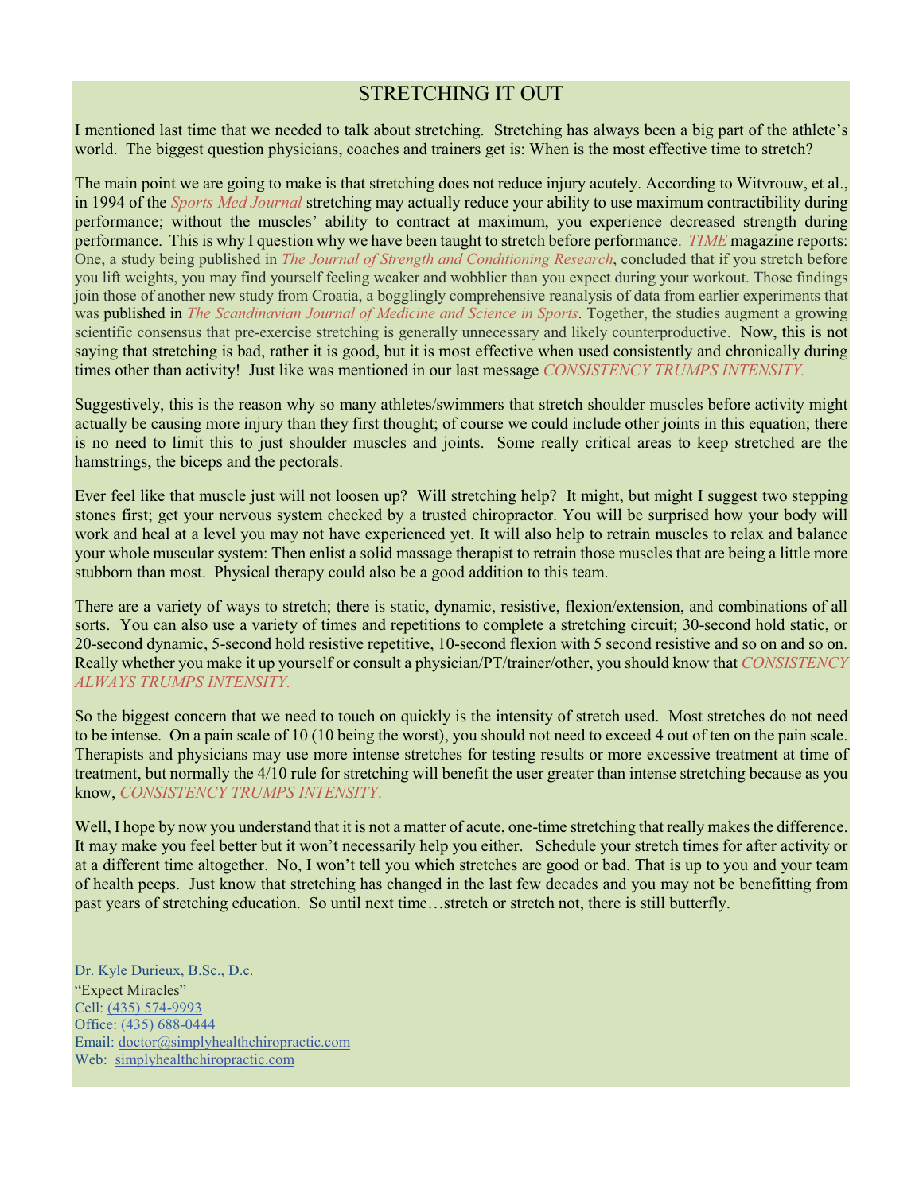# STRETCHING IT OUT

I mentioned last time that we needed to talk about stretching. Stretching has always been a big part of the athlete's world. The biggest question physicians, coaches and trainers get is: When is the most effective time to stretch?

The main point we are going to make is that stretching does not reduce injury acutely. According to Witvrouw, et al., in 1994 of the *Sports Med Journal* stretching may actually reduce your ability to use maximum contractibility during performance; without the muscles' ability to contract at maximum, you experience decreased strength during performance. This is why I question why we have been taught to stretch before performance. *TIME* magazine reports: One, a study being published in *The Journal of Strength and Conditioning Research*, concluded that if you stretch before you lift weights, you may find yourself feeling weaker and wobblier than you expect during your workout. Those findings join those of another new study from Croatia, a bogglingly comprehensive reanalysis of data from earlier experiments that was published in *The Scandinavian Journal of Medicine and Science in Sports*. Together, the studies augment a growing scientific consensus that pre-exercise stretching is generally unnecessary and likely counterproductive. Now, this is not saying that stretching is bad, rather it is good, but it is most effective when used consistently and chronically during times other than activity! Just like was mentioned in our last message *CONSISTENCY TRUMPS INTENSITY.*

Suggestively, this is the reason why so many athletes/swimmers that stretch shoulder muscles before activity might actually be causing more injury than they first thought; of course we could include other joints in this equation; there is no need to limit this to just shoulder muscles and joints. Some really critical areas to keep stretched are the hamstrings, the biceps and the pectorals.

Ever feel like that muscle just will not loosen up? Will stretching help? It might, but might I suggest two stepping stones first; get your nervous system checked by a trusted chiropractor. You will be surprised how your body will work and heal at a level you may not have experienced yet. It will also help to retrain muscles to relax and balance your whole muscular system: Then enlist a solid massage therapist to retrain those muscles that are being a little more stubborn than most. Physical therapy could also be a good addition to this team.

There are a variety of ways to stretch; there is static, dynamic, resistive, flexion/extension, and combinations of all sorts. You can also use a variety of times and repetitions to complete a stretching circuit; 30-second hold static, or 20-second dynamic, 5-second hold resistive repetitive, 10-second flexion with 5 second resistive and so on and so on. Really whether you make it up yourself or consult a physician/PT/trainer/other, you should know that *CONSISTENCY ALWAYS TRUMPS INTENSITY.*

So the biggest concern that we need to touch on quickly is the intensity of stretch used. Most stretches do not need to be intense. On a pain scale of 10 (10 being the worst), you should not need to exceed 4 out of ten on the pain scale. Therapists and physicians may use more intense stretches for testing results or more excessive treatment at time of treatment, but normally the 4/10 rule for stretching will benefit the user greater than intense stretching because as you know, *CONSISTENCY TRUMPS INTENSITY.*

Well, I hope by now you understand that it is not a matter of acute, one-time stretching that really makes the difference. It may make you feel better but it won't necessarily help you either. Schedule your stretch times for after activity or at a different time altogether. No, I won't tell you which stretches are good or bad. That is up to you and your team of health peeps. Just know that stretching has changed in the last few decades and you may not be benefitting from past years of stretching education. So until next time…stretch or stretch not, there is still butterfly.

Dr. Kyle Durieux, B.Sc., D.c.
"Expect Miracles"
Cell: (435) 574-9993
Office: (435) 688-0444
Email: doctor@simplyhealthchiropractic.com
Web: simplyhealthchiropractic.com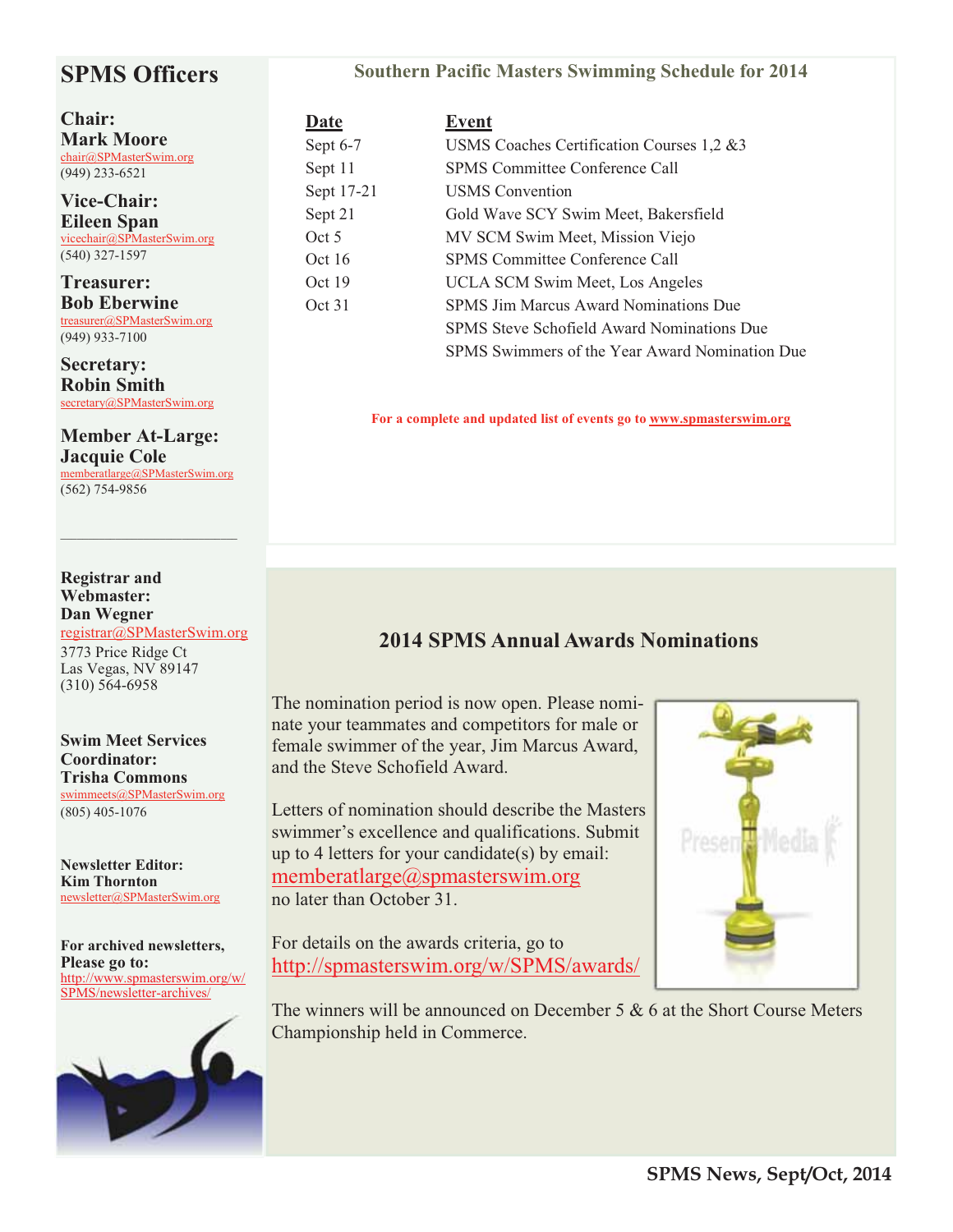# SPMS Officers

**Chair:**
**Mark Moore**
chair@SPMasterSwim.org
(949) 233-6521

**Vice-Chair:**
**Eileen Span**
vicechair@SPMasterSwim.org
(540) 327-1597

**Treasurer:**
**Bob Eberwine**
treasurer@SPMasterSwim.org
(949) 933-7100

**Secretary:**
**Robin Smith**
secretary@SPMasterSwim.org

**Member At-Large:**
**Jacquie Cole**
memberatlarge@SPMasterSwim.org
(562) 754-9856

---

**Registrar and Webmaster:**
**Dan Wegner**
registrar@SPMasterSwim.org
3773 Price Ridge Ct
Las Vegas, NV 89147
(310) 564-6958

**Swim Meet Services Coordinator:**
**Trisha Commons**
swimmeets@SPMasterSwim.org
(805) 405-1076

**Newsletter Editor:**
**Kim Thornton**
newsletter@SPMasterSwim.org

**For archived newsletters, Please go to:**
http://www.spmasterswim.org/w/SPMS/newsletter-archives/

## Southern Pacific Masters Swimming Schedule for 2014

| Date | Event |
|---|---|
| Sept 6-7 | USMS Coaches Certification Courses 1,2 &3 |
| Sept 11 | SPMS Committee Conference Call |
| Sept 17-21 | USMS Convention |
| Sept 21 | Gold Wave SCY Swim Meet, Bakersfield |
| Oct 5 | MV SCM Swim Meet, Mission Viejo |
| Oct 16 | SPMS Committee Conference Call |
| Oct 19 | UCLA SCM Swim Meet, Los Angeles |
| Oct 31 | SPMS Jim Marcus Award Nominations Due |
| | SPMS Steve Schofield Award Nominations Due |
| | SPMS Swimmers of the Year Award Nomination Due |

**For a complete and updated list of events go to www.spmasterswim.org**

## 2014 SPMS Annual Awards Nominations

The nomination period is now open. Please nominate your teammates and competitors for male or female swimmer of the year, Jim Marcus Award, and the Steve Schofield Award.

Letters of nomination should describe the Masters swimmer's excellence and qualifications. Submit up to 4 letters for your candidate(s) by email: memberatlarge@spmasterswim.org no later than October 31.

For details on the awards criteria, go to http://spmasterswim.org/w/SPMS/awards/

The winners will be announced on December 5 & 6 at the Short Course Meters Championship held in Commerce.